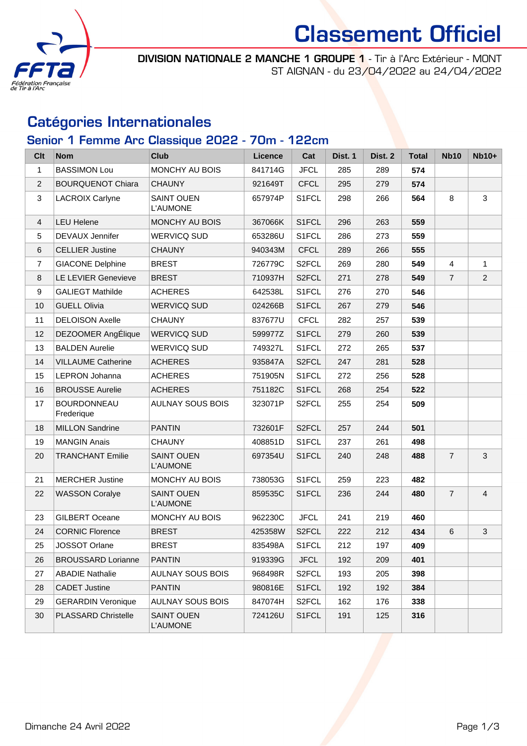# Classement Officiel

**DIVISION NATIONALE 2 MANCHE 1 GROUPE 1** - Tir à l'Arc Extérieur - MONT ST AIGNAN - du 23/04/2022 au 24/04/2022

## Catégories Internationales

### Senior 1 Femme Arc Classique 2022 - 70m - 122cm

| Clt | Nom | Club | Licence | Cat | Dist. 1 | Dist. 2 | Total | Nb10 | Nb10+ |
|---|---|---|---|---|---|---|---|---|---|
| 1 | BASSIMON Lou | MONCHY AU BOIS | 841714G | JFCL | 285 | 289 | **574** | | |
| 2 | BOURQUENOT Chiara | CHAUNY | 921649T | CFCL | 295 | 279 | **574** | | |
| 3 | LACROIX Carlyne | SAINT OUEN L'AUMONE | 657974P | S1FCL | 298 | 266 | **564** | 8 | 3 |
| 4 | LEU Helene | MONCHY AU BOIS | 367066K | S1FCL | 296 | 263 | **559** | | |
| 5 | DEVAUX Jennifer | WERVICQ SUD | 653286U | S1FCL | 286 | 273 | **559** | | |
| 6 | CELLIER Justine | CHAUNY | 940343M | CFCL | 289 | 266 | **555** | | |
| 7 | GIACONE Delphine | BREST | 726779C | S2FCL | 269 | 280 | **549** | 4 | 1 |
| 8 | LE LEVIER Genevieve | BREST | 710937H | S2FCL | 271 | 278 | **549** | 7 | 2 |
| 9 | GALIEGT Mathilde | ACHERES | 642538L | S1FCL | 276 | 270 | **546** | | |
| 10 | GUELL Olivia | WERVICQ SUD | 024266B | S1FCL | 267 | 279 | **546** | | |
| 11 | DELOISON Axelle | CHAUNY | 837677U | CFCL | 282 | 257 | **539** | | |
| 12 | DEZOOMER AngÉlique | WERVICQ SUD | 599977Z | S1FCL | 279 | 260 | **539** | | |
| 13 | BALDEN Aurelie | WERVICQ SUD | 749327L | S1FCL | 272 | 265 | **537** | | |
| 14 | VILLAUME Catherine | ACHERES | 935847A | S2FCL | 247 | 281 | **528** | | |
| 15 | LEPRON Johanna | ACHERES | 751905N | S1FCL | 272 | 256 | **528** | | |
| 16 | BROUSSE Aurelie | ACHERES | 751182C | S1FCL | 268 | 254 | **522** | | |
| 17 | BOURDONNEAU Frederique | AULNAY SOUS BOIS | 323071P | S2FCL | 255 | 254 | **509** | | |
| 18 | MILLON Sandrine | PANTIN | 732601F | S2FCL | 257 | 244 | **501** | | |
| 19 | MANGIN Anais | CHAUNY | 408851D | S1FCL | 237 | 261 | **498** | | |
| 20 | TRANCHANT Emilie | SAINT OUEN L'AUMONE | 697354U | S1FCL | 240 | 248 | **488** | 7 | 3 |
| 21 | MERCHER Justine | MONCHY AU BOIS | 738053G | S1FCL | 259 | 223 | **482** | | |
| 22 | WASSON Coralye | SAINT OUEN L'AUMONE | 859535C | S1FCL | 236 | 244 | **480** | 7 | 4 |
| 23 | GILBERT Oceane | MONCHY AU BOIS | 962230C | JFCL | 241 | 219 | **460** | | |
| 24 | CORNIC Florence | BREST | 425358W | S2FCL | 222 | 212 | **434** | 6 | 3 |
| 25 | JOSSOT Orlane | BREST | 835498A | S1FCL | 212 | 197 | **409** | | |
| 26 | BROUSSARD Lorianne | PANTIN | 919339G | JFCL | 192 | 209 | **401** | | |
| 27 | ABADIE Nathalie | AULNAY SOUS BOIS | 968498R | S2FCL | 193 | 205 | **398** | | |
| 28 | CADET Justine | PANTIN | 980816E | S1FCL | 192 | 192 | **384** | | |
| 29 | GERARDIN Veronique | AULNAY SOUS BOIS | 847074H | S2FCL | 162 | 176 | **338** | | |
| 30 | PLASSARD Christelle | SAINT OUEN L'AUMONE | 724126U | S1FCL | 191 | 125 | **316** | | |

Dimanche 24 Avril 2022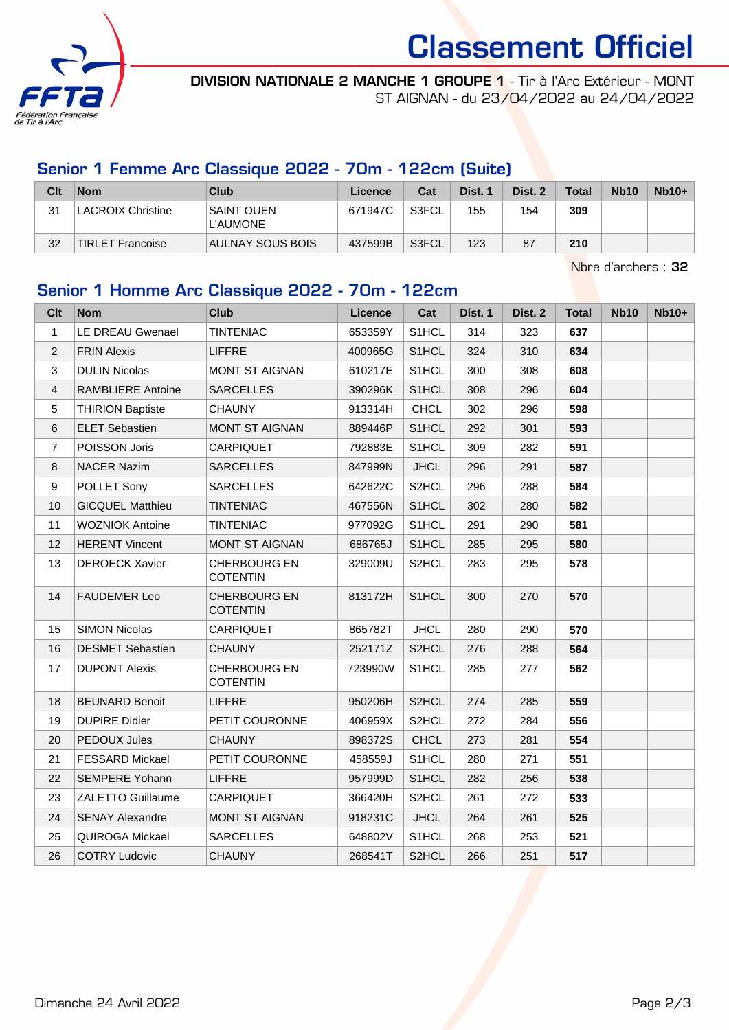# Classement Officiel

**DIVISION NATIONALE 2 MANCHE 1 GROUPE 1** - Tir à l'Arc Extérieur - MONT ST AIGNAN - du 23/04/2022 au 24/04/2022

## Senior 1 Femme Arc Classique 2022 - 70m - 122cm (Suite)

| Clt | Nom | Club | Licence | Cat | Dist. 1 | Dist. 2 | Total | Nb10 | Nb10+ |
|---|---|---|---|---|---|---|---|---|---|
| 31 | LACROIX Christine | SAINT OUEN L'AUMONE | 671947C | S3FCL | 155 | 154 | **309** | | |
| 32 | TIRLET Francoise | AULNAY SOUS BOIS | 437599B | S3FCL | 123 | 87 | **210** | | |

Nbre d'archers : **32**

## Senior 1 Homme Arc Classique 2022 - 70m - 122cm

| Clt | Nom | Club | Licence | Cat | Dist. 1 | Dist. 2 | Total | Nb10 | Nb10+ |
|---|---|---|---|---|---|---|---|---|---|
| 1 | LE DREAU Gwenael | TINTENIAC | 653359Y | S1HCL | 314 | 323 | **637** | | |
| 2 | FRIN Alexis | LIFFRE | 400965G | S1HCL | 324 | 310 | **634** | | |
| 3 | DULIN Nicolas | MONT ST AIGNAN | 610217E | S1HCL | 300 | 308 | **608** | | |
| 4 | RAMBLIERE Antoine | SARCELLES | 390296K | S1HCL | 308 | 296 | **604** | | |
| 5 | THIRION Baptiste | CHAUNY | 913314H | CHCL | 302 | 296 | **598** | | |
| 6 | ELET Sebastien | MONT ST AIGNAN | 889446P | S1HCL | 292 | 301 | **593** | | |
| 7 | POISSON Joris | CARPIQUET | 792883E | S1HCL | 309 | 282 | **591** | | |
| 8 | NACER Nazim | SARCELLES | 847999N | JHCL | 296 | 291 | **587** | | |
| 9 | POLLET Sony | SARCELLES | 642622C | S2HCL | 296 | 288 | **584** | | |
| 10 | GICQUEL Matthieu | TINTENIAC | 467556N | S1HCL | 302 | 280 | **582** | | |
| 11 | WOZNIOK Antoine | TINTENIAC | 977092G | S1HCL | 291 | 290 | **581** | | |
| 12 | HERENT Vincent | MONT ST AIGNAN | 686765J | S1HCL | 285 | 295 | **580** | | |
| 13 | DEROECK Xavier | CHERBOURG EN COTENTIN | 329009U | S2HCL | 283 | 295 | **578** | | |
| 14 | FAUDEMER Leo | CHERBOURG EN COTENTIN | 813172H | S1HCL | 300 | 270 | **570** | | |
| 15 | SIMON Nicolas | CARPIQUET | 865782T | JHCL | 280 | 290 | **570** | | |
| 16 | DESMET Sebastien | CHAUNY | 252171Z | S2HCL | 276 | 288 | **564** | | |
| 17 | DUPONT Alexis | CHERBOURG EN COTENTIN | 723990W | S1HCL | 285 | 277 | **562** | | |
| 18 | BEUNARD Benoit | LIFFRE | 950206H | S2HCL | 274 | 285 | **559** | | |
| 19 | DUPIRE Didier | PETIT COURONNE | 406959X | S2HCL | 272 | 284 | **556** | | |
| 20 | PEDOUX Jules | CHAUNY | 898372S | CHCL | 273 | 281 | **554** | | |
| 21 | FESSARD Mickael | PETIT COURONNE | 458559J | S1HCL | 280 | 271 | **551** | | |
| 22 | SEMPERE Yohann | LIFFRE | 957999D | S1HCL | 282 | 256 | **538** | | |
| 23 | ZALETTO Guillaume | CARPIQUET | 366420H | S2HCL | 261 | 272 | **533** | | |
| 24 | SENAY Alexandre | MONT ST AIGNAN | 918231C | JHCL | 264 | 261 | **525** | | |
| 25 | QUIROGA Mickael | SARCELLES | 648802V | S1HCL | 268 | 253 | **521** | | |
| 26 | COTRY Ludovic | CHAUNY | 268541T | S2HCL | 266 | 251 | **517** | | |

Dimanche 24 Avril 2022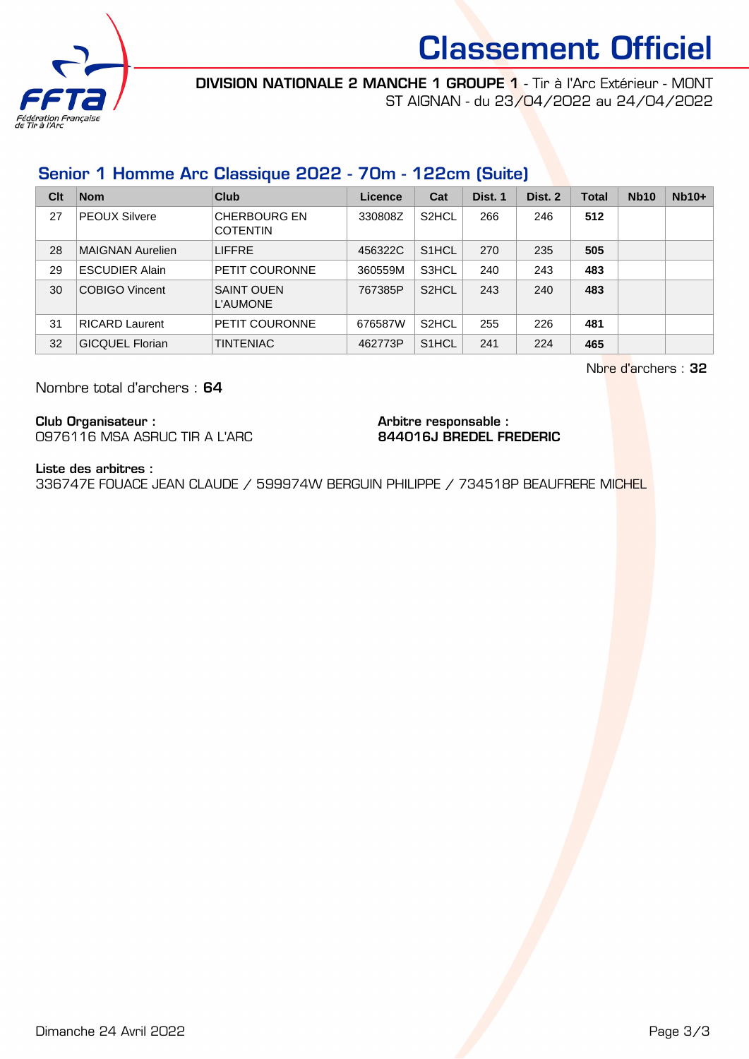# Classement Officiel

**DIVISION NATIONALE 2 MANCHE 1 GROUPE 1** - Tir à l'Arc Extérieur - MONT ST AIGNAN - du 23/04/2022 au 24/04/2022

## Senior 1 Homme Arc Classique 2022 - 70m - 122cm (Suite)

| Clt | Nom | Club | Licence | Cat | Dist. 1 | Dist. 2 | Total | Nb10 | Nb10+ |
|---|---|---|---|---|---|---|---|---|---|
| 27 | PEOUX Silvere | CHERBOURG EN COTENTIN | 330808Z | S2HCL | 266 | 246 | **512** | | |
| 28 | MAIGNAN Aurelien | LIFFRE | 456322C | S1HCL | 270 | 235 | **505** | | |
| 29 | ESCUDIER Alain | PETIT COURONNE | 360559M | S3HCL | 240 | 243 | **483** | | |
| 30 | COBIGO Vincent | SAINT OUEN L'AUMONE | 767385P | S2HCL | 243 | 240 | **483** | | |
| 31 | RICARD Laurent | PETIT COURONNE | 676587W | S2HCL | 255 | 226 | **481** | | |
| 32 | GICQUEL Florian | TINTENIAC | 462773P | S1HCL | 241 | 224 | **465** | | |

Nbre d'archers : **32**

Nombre total d'archers : **64**

**Club Organisateur :**
0976116 MSA ASRUC TIR A L'ARC

**Arbitre responsable :**
**844016J BREDEL FREDERIC**

**Liste des arbitres :**
336747E FOUACE JEAN CLAUDE / 599974W BERGUIN PHILIPPE / 734518P BEAUFRERE MICHEL

Dimanche 24 Avril 2022